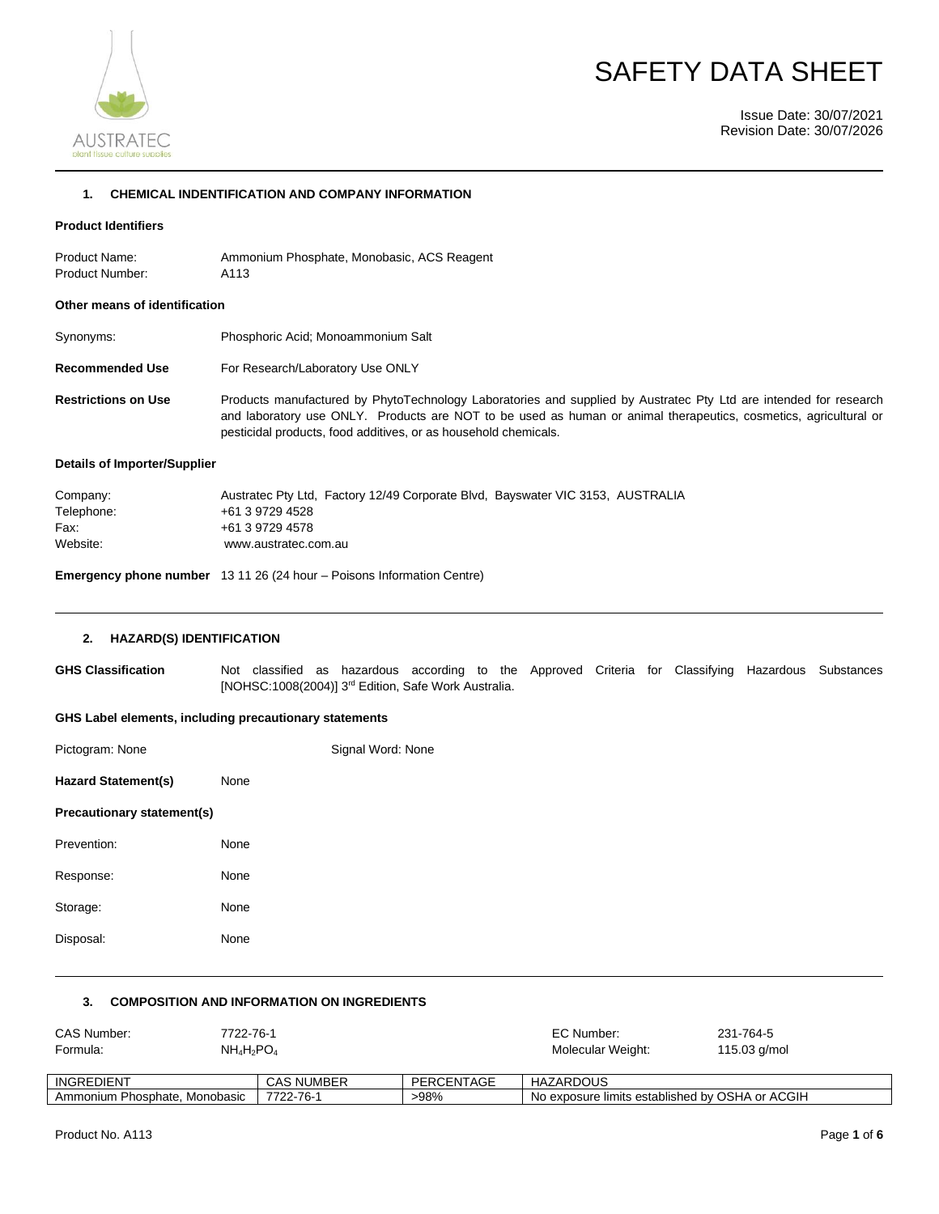# SAFETY DATA SHEET

Issue Date: 30/07/2021
Revision Date: 30/07/2026

## 1. CHEMICAL INDENTIFICATION AND COMPANY INFORMATION

**Product Identifiers**

Product Name: Ammonium Phosphate, Monobasic, ACS Reagent
Product Number: A113

**Other means of identification**

Synonyms: Phosphoric Acid; Monoammonium Salt

**Recommended Use** For Research/Laboratory Use ONLY

**Restrictions on Use** Products manufactured by PhytoTechnology Laboratories and supplied by Austratec Pty Ltd are intended for research and laboratory use ONLY. Products are NOT to be used as human or animal therapeutics, cosmetics, agricultural or pesticidal products, food additives, or as household chemicals.

**Details of Importer/Supplier**

Company: Austratec Pty Ltd, Factory 12/49 Corporate Blvd, Bayswater VIC 3153, AUSTRALIA
Telephone: +61 3 9729 4528
Fax: +61 3 9729 4578
Website: www.austratec.com.au

**Emergency phone number** 13 11 26 (24 hour – Poisons Information Centre)

## 2. HAZARD(S) IDENTIFICATION

**GHS Classification** Not classified as hazardous according to the Approved Criteria for Classifying Hazardous Substances [NOHSC:1008(2004)] 3rd Edition, Safe Work Australia.

**GHS Label elements, including precautionary statements**

Pictogram: None Signal Word: None

**Hazard Statement(s)** None

**Precautionary statement(s)**

Prevention: None

Response: None

Storage: None

Disposal: None

## 3. COMPOSITION AND INFORMATION ON INGREDIENTS

CAS Number: 7722-76-1
Formula: $NH_4H_2PO_4$
EC Number: 231-764-5
Molecular Weight: 115.03 g/mol

| INGREDIENT | CAS NUMBER | PERCENTAGE | HAZARDOUS |
|---|---|---|---|
| Ammonium Phosphate, Monobasic | 7722-76-1 | >98% | No exposure limits established by OSHA or ACGIH |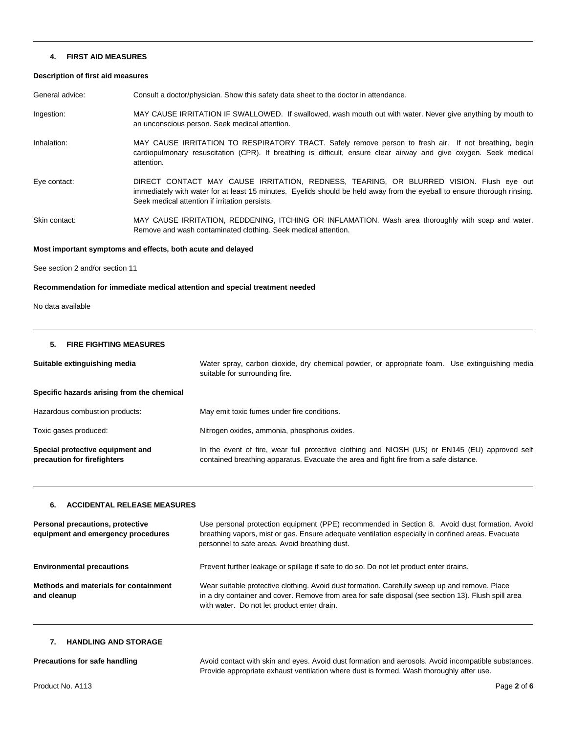## 4. FIRST AID MEASURES

**Description of first aid measures**

General advice: Consult a doctor/physician. Show this safety data sheet to the doctor in attendance.

Ingestion: MAY CAUSE IRRITATION IF SWALLOWED. If swallowed, wash mouth out with water. Never give anything by mouth to an unconscious person. Seek medical attention.

Inhalation: MAY CAUSE IRRITATION TO RESPIRATORY TRACT. Safely remove person to fresh air. If not breathing, begin cardiopulmonary resuscitation (CPR). If breathing is difficult, ensure clear airway and give oxygen. Seek medical attention.

Eye contact: DIRECT CONTACT MAY CAUSE IRRITATION, REDNESS, TEARING, OR BLURRED VISION. Flush eye out immediately with water for at least 15 minutes. Eyelids should be held away from the eyeball to ensure thorough rinsing. Seek medical attention if irritation persists.

Skin contact: MAY CAUSE IRRITATION, REDDENING, ITCHING OR INFLAMATION. Wash area thoroughly with soap and water. Remove and wash contaminated clothing. Seek medical attention.

**Most important symptoms and effects, both acute and delayed**

See section 2 and/or section 11

**Recommendation for immediate medical attention and special treatment needed**

No data available

## 5. FIRE FIGHTING MEASURES

**Suitable extinguishing media** Water spray, carbon dioxide, dry chemical powder, or appropriate foam. Use extinguishing media suitable for surrounding fire.

**Specific hazards arising from the chemical**

Hazardous combustion products: May emit toxic fumes under fire conditions.

Toxic gases produced: Nitrogen oxides, ammonia, phosphorus oxides.

**Special protective equipment and precaution for firefighters** In the event of fire, wear full protective clothing and NIOSH (US) or EN145 (EU) approved self contained breathing apparatus. Evacuate the area and fight fire from a safe distance.

## 6. ACCIDENTAL RELEASE MEASURES

**Personal precautions, protective equipment and emergency procedures** Use personal protection equipment (PPE) recommended in Section 8. Avoid dust formation. Avoid breathing vapors, mist or gas. Ensure adequate ventilation especially in confined areas. Evacuate personnel to safe areas. Avoid breathing dust.

**Environmental precautions** Prevent further leakage or spillage if safe to do so. Do not let product enter drains.

**Methods and materials for containment and cleanup** Wear suitable protective clothing. Avoid dust formation. Carefully sweep up and remove. Place in a dry container and cover. Remove from area for safe disposal (see section 13). Flush spill area with water. Do not let product enter drain.

## 7. HANDLING AND STORAGE

**Precautions for safe handling** Avoid contact with skin and eyes. Avoid dust formation and aerosols. Avoid incompatible substances. Provide appropriate exhaust ventilation where dust is formed. Wash thoroughly after use.

Product No. A113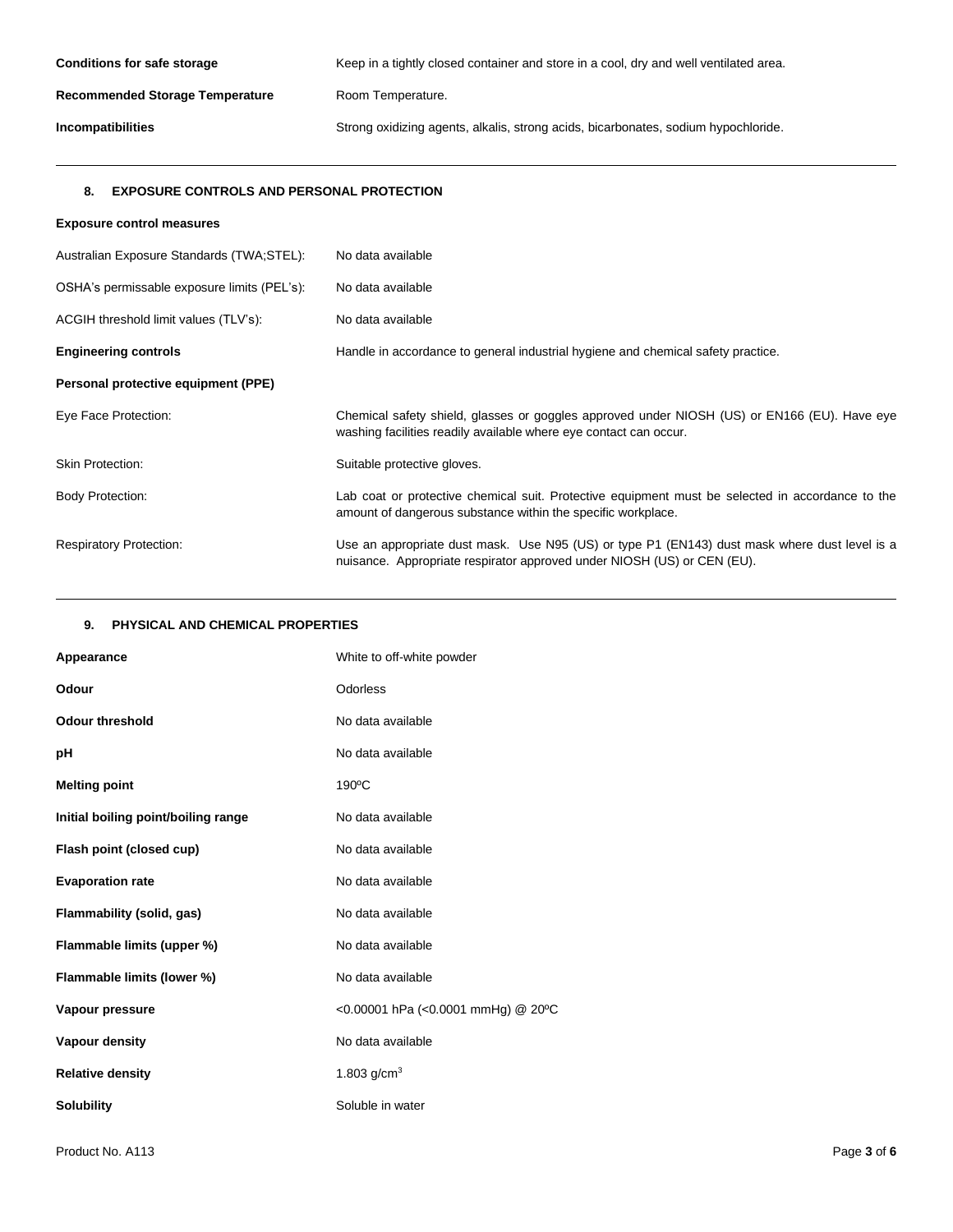| | |
|---|---|
| **Conditions for safe storage** | Keep in a tightly closed container and store in a cool, dry and well ventilated area. |
| **Recommended Storage Temperature** | Room Temperature. |
| **Incompatibilities** | Strong oxidizing agents, alkalis, strong acids, bicarbonates, sodium hypochloride. |

## 8. EXPOSURE CONTROLS AND PERSONAL PROTECTION

**Exposure control measures**

| | |
|---|---|
| Australian Exposure Standards (TWA;STEL): | No data available |
| OSHA's permissable exposure limits (PEL's): | No data available |
| ACGIH threshold limit values (TLV's): | No data available |
| **Engineering controls** | Handle in accordance to general industrial hygiene and chemical safety practice. |

**Personal protective equipment (PPE)**

| | |
|---|---|
| Eye Face Protection: | Chemical safety shield, glasses or goggles approved under NIOSH (US) or EN166 (EU). Have eye washing facilities readily available where eye contact can occur. |
| Skin Protection: | Suitable protective gloves. |
| Body Protection: | Lab coat or protective chemical suit. Protective equipment must be selected in accordance to the amount of dangerous substance within the specific workplace. |
| Respiratory Protection: | Use an appropriate dust mask. Use N95 (US) or type P1 (EN143) dust mask where dust level is a nuisance. Appropriate respirator approved under NIOSH (US) or CEN (EU). |

## 9. PHYSICAL AND CHEMICAL PROPERTIES

| | |
|---|---|
| **Appearance** | White to off-white powder |
| **Odour** | Odorless |
| **Odour threshold** | No data available |
| **pH** | No data available |
| **Melting point** | 190ºC |
| **Initial boiling point/boiling range** | No data available |
| **Flash point (closed cup)** | No data available |
| **Evaporation rate** | No data available |
| **Flammability (solid, gas)** | No data available |
| **Flammable limits (upper %)** | No data available |
| **Flammable limits (lower %)** | No data available |
| **Vapour pressure** | <0.00001 hPa (<0.0001 mmHg) @ 20ºC |
| **Vapour density** | No data available |
| **Relative density** | 1.803 g/cm$^3$ |
| **Solubility** | Soluble in water |

Product No. A113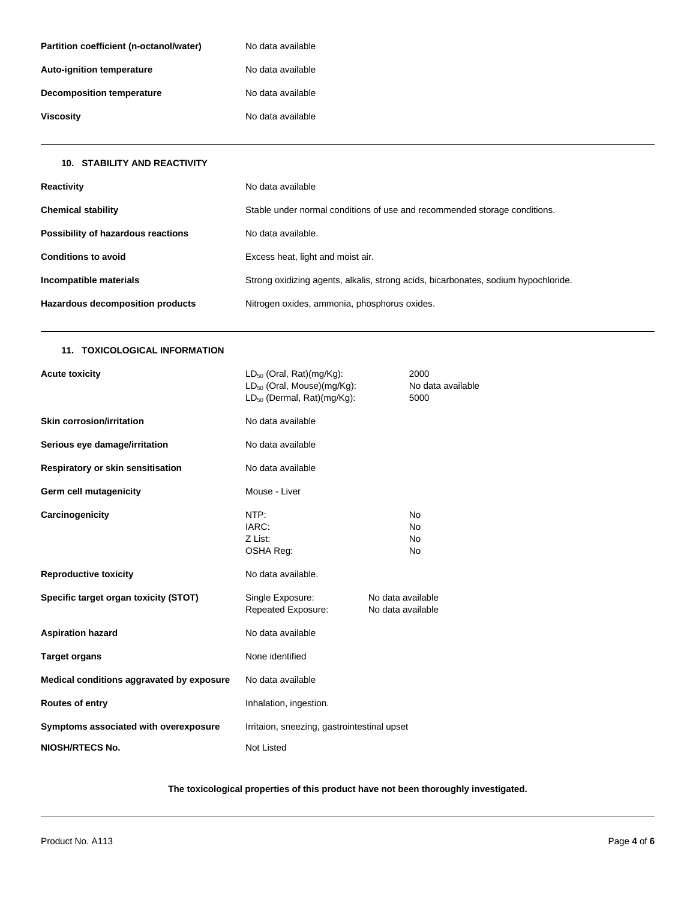**Partition coefficient (n-octanol/water)** No data available

**Auto-ignition temperature** No data available

**Decomposition temperature** No data available

**Viscosity** No data available

---

## 10. STABILITY AND REACTIVITY

**Reactivity** No data available

**Chemical stability** Stable under normal conditions of use and recommended storage conditions.

**Possibility of hazardous reactions** No data available.

**Conditions to avoid** Excess heat, light and moist air.

**Incompatible materials** Strong oxidizing agents, alkalis, strong acids, bicarbonates, sodium hypochloride.

**Hazardous decomposition products** Nitrogen oxides, ammonia, phosphorus oxides.

---

## 11. TOXICOLOGICAL INFORMATION

**Acute toxicity**

| | |
|---|---|
| $LD_{50}$ (Oral, Rat)(mg/Kg): | 2000 |
| $LD_{50}$ (Oral, Mouse)(mg/Kg): | No data available |
| $LD_{50}$ (Dermal, Rat)(mg/Kg): | 5000 |

**Skin corrosion/irritation** No data available

**Serious eye damage/irritation** No data available

**Respiratory or skin sensitisation** No data available

**Germ cell mutagenicity** Mouse - Liver

**Carcinogenicity**

| | |
|---|---|
| NTP: | No |
| IARC: | No |
| Z List: | No |
| OSHA Reg: | No |

**Reproductive toxicity** No data available.

**Specific target organ toxicity (STOT)**

| | |
|---|---|
| Single Exposure: | No data available |
| Repeated Exposure: | No data available |

**Aspiration hazard** No data available

**Target organs** None identified

**Medical conditions aggravated by exposure** No data available

**Routes of entry** Inhalation, ingestion.

**Symptoms associated with overexposure** Irritaion, sneezing, gastrointestinal upset

**NIOSH/RTECS No.** Not Listed

**The toxicological properties of this product have not been thoroughly investigated.**

---

Product No. A113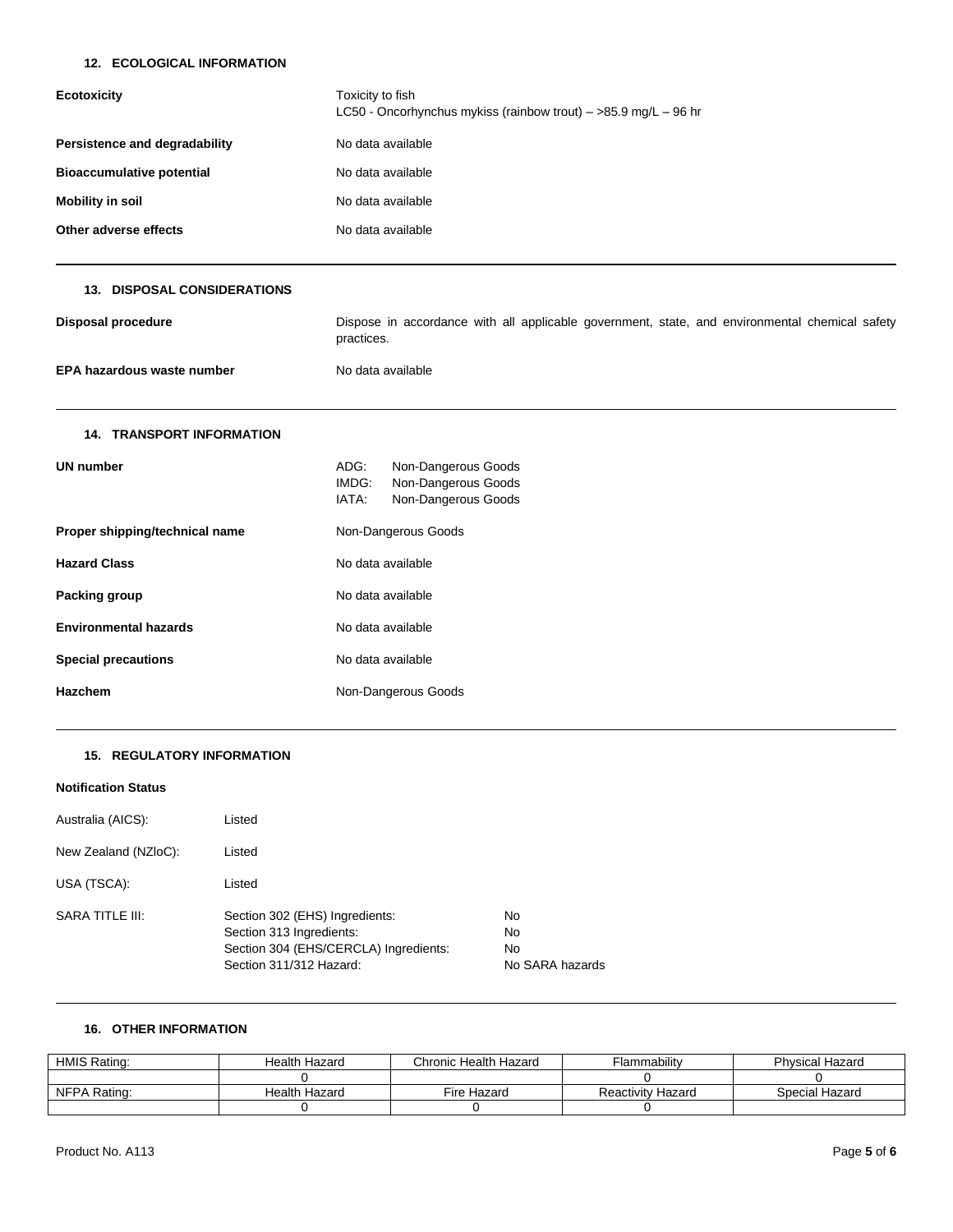## 12. ECOLOGICAL INFORMATION

**Ecotoxicity**
Toxicity to fish
LC50 - Oncorhynchus mykiss (rainbow trout) – >85.9 mg/L – 96 hr

**Persistence and degradability**
No data available

**Bioaccumulative potential**
No data available

**Mobility in soil**
No data available

**Other adverse effects**
No data available

## 13. DISPOSAL CONSIDERATIONS

**Disposal procedure**
Dispose in accordance with all applicable government, state, and environmental chemical safety practices.

**EPA hazardous waste number**
No data available

## 14. TRANSPORT INFORMATION

**UN number**
ADG: Non-Dangerous Goods
IMDG: Non-Dangerous Goods
IATA: Non-Dangerous Goods

**Proper shipping/technical name**
Non-Dangerous Goods

**Hazard Class**
No data available

**Packing group**
No data available

**Environmental hazards**
No data available

**Special precautions**
No data available

**Hazchem**
Non-Dangerous Goods

## 15. REGULATORY INFORMATION

**Notification Status**

Australia (AICS): Listed

New Zealand (NZIoC): Listed

USA (TSCA): Listed

SARA TITLE III:
- Section 302 (EHS) Ingredients: No
- Section 313 Ingredients: No
- Section 304 (EHS/CERCLA) Ingredients: No
- Section 311/312 Hazard: No SARA hazards

## 16. OTHER INFORMATION

| HMIS Rating: | Health Hazard | Chronic Health Hazard | Flammability | Physical Hazard |
|---|---|---|---|---|
| | 0 | | 0 | 0 |
| NFPA Rating: | Health Hazard | Fire Hazard | Reactivity Hazard | Special Hazard |
| | 0 | 0 | 0 | |

Product No. A113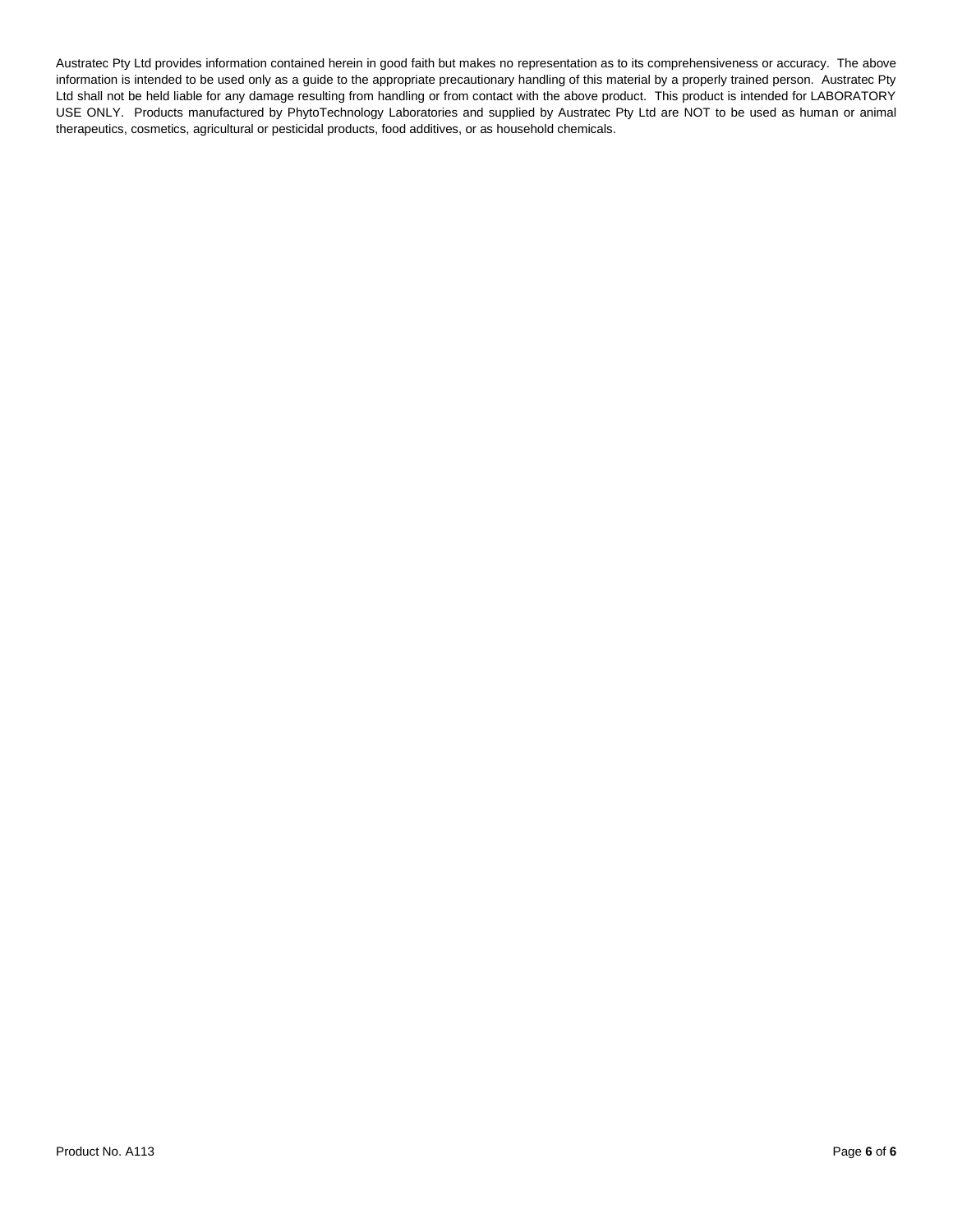Austratec Pty Ltd provides information contained herein in good faith but makes no representation as to its comprehensiveness or accuracy. The above information is intended to be used only as a guide to the appropriate precautionary handling of this material by a properly trained person. Austratec Pty Ltd shall not be held liable for any damage resulting from handling or from contact with the above product. This product is intended for LABORATORY USE ONLY. Products manufactured by PhytoTechnology Laboratories and supplied by Austratec Pty Ltd are NOT to be used as human or animal therapeutics, cosmetics, agricultural or pesticidal products, food additives, or as household chemicals.